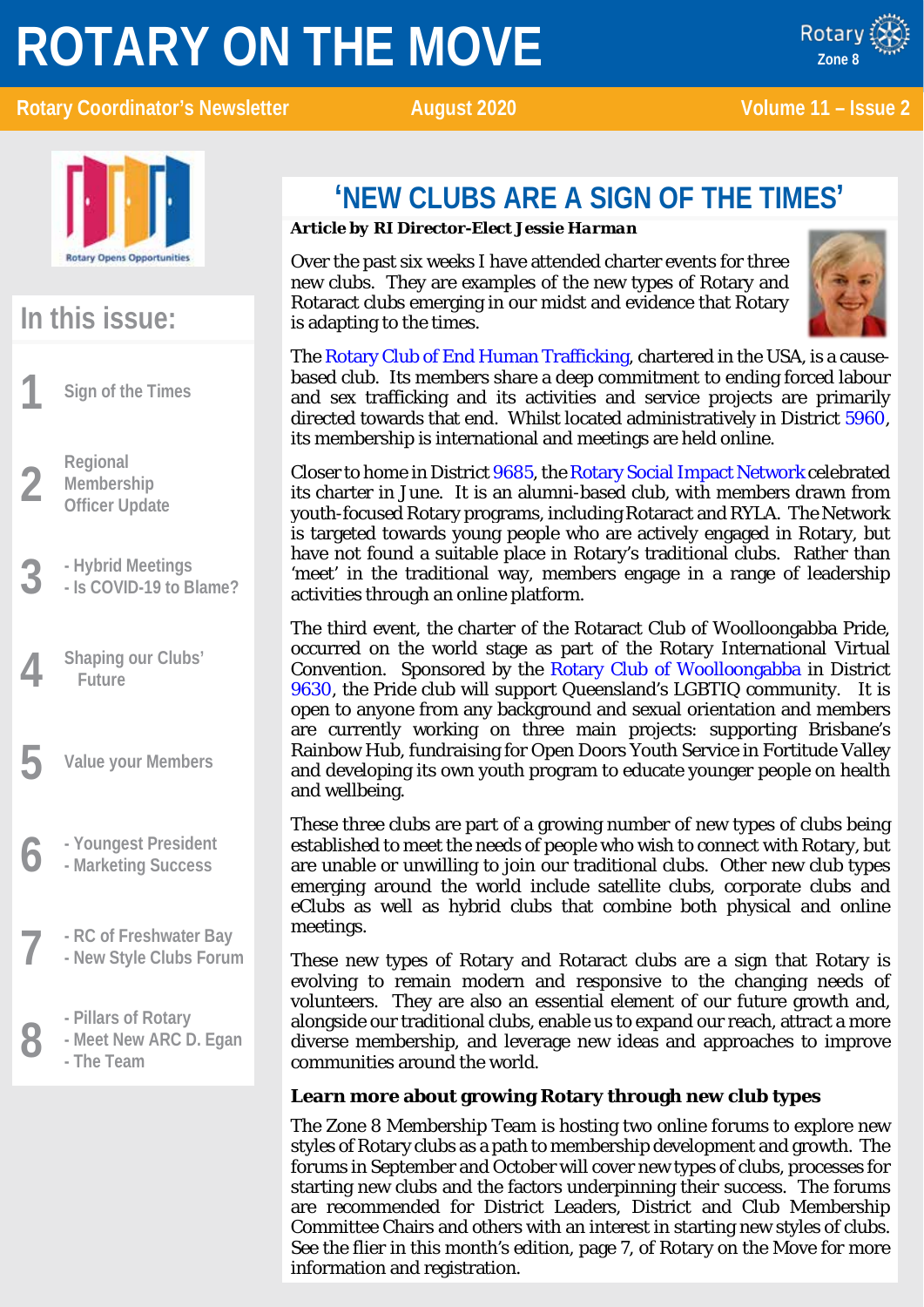# ROTARY ON THE MOVE

Rotary Coordinator's Newsletter | August 2020 | Volume 11 – Issue 2

## In this issue:

1. Sign of the Times
2. Regional Membership Officer Update
3. - Hybrid Meetings
   - Is COVID-19 to Blame?
4. Shaping our Clubs' Future
5. Value your Members
6. - Youngest President
   - Marketing Success
7. - RC of Freshwater Bay
   - New Style Clubs Forum
8. - Pillars of Rotary
   - Meet New ARC D. Egan
   - The Team

## 'NEW CLUBS ARE A SIGN OF THE TIMES'

***Article by RI Director-Elect Jessie Harman***

Over the past six weeks I have attended charter events for three new clubs. They are examples of the new types of Rotary and Rotaract clubs emerging in our midst and evidence that Rotary is adapting to the times.

The Rotary Club of End Human Trafficking, chartered in the USA, is a cause-based club. Its members share a deep commitment to ending forced labour and sex trafficking and its activities and service projects are primarily directed towards that end. Whilst located administratively in District 5960, its membership is international and meetings are held online.

Closer to home in District 9685, the Rotary Social Impact Network celebrated its charter in June. It is an alumni-based club, with members drawn from youth-focused Rotary programs, including Rotaract and RYLA. The Network is targeted towards young people who are actively engaged in Rotary, but have not found a suitable place in Rotary's traditional clubs. Rather than 'meet' in the traditional way, members engage in a range of leadership activities through an online platform.

The third event, the charter of the Rotaract Club of Woolloongabba Pride, occurred on the world stage as part of the Rotary International Virtual Convention. Sponsored by the Rotary Club of Woolloongabba in District 9630, the Pride club will support Queensland's LGBTIQ community. It is open to anyone from any background and sexual orientation and members are currently working on three main projects: supporting Brisbane's Rainbow Hub, fundraising for Open Doors Youth Service in Fortitude Valley and developing its own youth program to educate younger people on health and wellbeing.

These three clubs are part of a growing number of new types of clubs being established to meet the needs of people who wish to connect with Rotary, but are unable or unwilling to join our traditional clubs. Other new club types emerging around the world include satellite clubs, corporate clubs and eClubs as well as hybrid clubs that combine both physical and online meetings.

These new types of Rotary and Rotaract clubs are a sign that Rotary is evolving to remain modern and responsive to the changing needs of volunteers. They are also an essential element of our future growth and, alongside our traditional clubs, enable us to expand our reach, attract a more diverse membership, and leverage new ideas and approaches to improve communities around the world.

### Learn more about growing Rotary through new club types

The Zone 8 Membership Team is hosting two online forums to explore new styles of Rotary clubs as a path to membership development and growth. The forums in September and October will cover new types of clubs, processes for starting new clubs and the factors underpinning their success. The forums are recommended for District Leaders, District and Club Membership Committee Chairs and others with an interest in starting new styles of clubs. See the flier in this month's edition, page 7, of Rotary on the Move for more information and registration.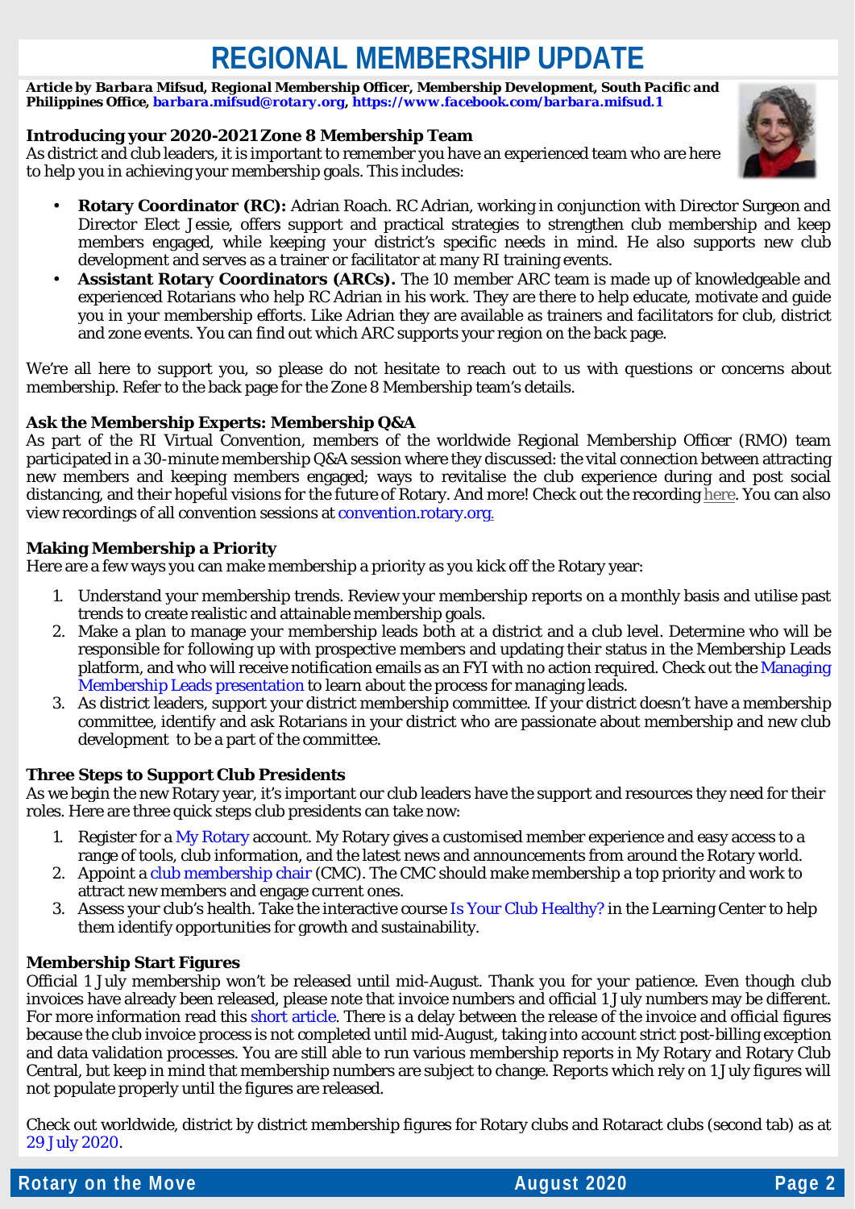# REGIONAL MEMBERSHIP UPDATE

***Article by Barbara Mifsud, Regional Membership Officer, Membership Development, South Pacific and Philippines Office, barbara.mifsud@rotary.org, https://www.facebook.com/barbara.mifsud.1***

**Introducing your 2020-2021 Zone 8 Membership Team**

As district and club leaders, it is important to remember you have an experienced team who are here to help you in achieving your membership goals. This includes:

- **Rotary Coordinator (RC):** Adrian Roach. RC Adrian, working in conjunction with Director Surgeon and Director Elect Jessie, offers support and practical strategies to strengthen club membership and keep members engaged, while keeping your district's specific needs in mind. He also supports new club development and serves as a trainer or facilitator at many RI training events.
- **Assistant Rotary Coordinators (ARCs).** The 10 member ARC team is made up of knowledgeable and experienced Rotarians who help RC Adrian in his work. They are there to help educate, motivate and guide you in your membership efforts. Like Adrian they are available as trainers and facilitators for club, district and zone events. You can find out which ARC supports your region on the back page.

We're all here to support you, so please do not hesitate to reach out to us with questions or concerns about membership. Refer to the back page for the Zone 8 Membership team's details.

**Ask the Membership Experts: Membership Q&A**

As part of the RI Virtual Convention, members of the worldwide Regional Membership Officer (RMO) team participated in a 30-minute membership Q&A session where they discussed: the vital connection between attracting new members and keeping members engaged; ways to revitalise the club experience during and post social distancing, and their hopeful visions for the future of Rotary. And more! Check out the recording here. You can also view recordings of all convention sessions at convention.rotary.org.

**Making Membership a Priority**

Here are a few ways you can make membership a priority as you kick off the Rotary year:

1. Understand your membership trends. Review your membership reports on a monthly basis and utilise past trends to create realistic and attainable membership goals.
2. Make a plan to manage your membership leads both at a district and a club level. Determine who will be responsible for following up with prospective members and updating their status in the Membership Leads platform, and who will receive notification emails as an FYI with no action required. Check out the Managing Membership Leads presentation to learn about the process for managing leads.
3. As district leaders, support your district membership committee. If your district doesn't have a membership committee, identify and ask Rotarians in your district who are passionate about membership and new club development to be a part of the committee.

**Three Steps to Support Club Presidents**

As we begin the new Rotary year, it's important our club leaders have the support and resources they need for their roles. Here are three quick steps club presidents can take now:

1. Register for a My Rotary account. My Rotary gives a customised member experience and easy access to a range of tools, club information, and the latest news and announcements from around the Rotary world.
2. Appoint a club membership chair (CMC). The CMC should make membership a top priority and work to attract new members and engage current ones.
3. Assess your club's health. Take the interactive course Is Your Club Healthy? in the Learning Center to help them identify opportunities for growth and sustainability.

**Membership Start Figures**

Official 1 July membership won't be released until mid-August. Thank you for your patience. Even though club invoices have already been released, please note that invoice numbers and official 1 July numbers may be different. For more information read this short article. There is a delay between the release of the invoice and official figures because the club invoice process is not completed until mid-August, taking into account strict post-billing exception and data validation processes. You are still able to run various membership reports in My Rotary and Rotary Club Central, but keep in mind that membership numbers are subject to change. Reports which rely on 1 July figures will not populate properly until the figures are released.

Check out worldwide, district by district membership figures for Rotary clubs and Rotaract clubs (second tab) as at 29 July 2020.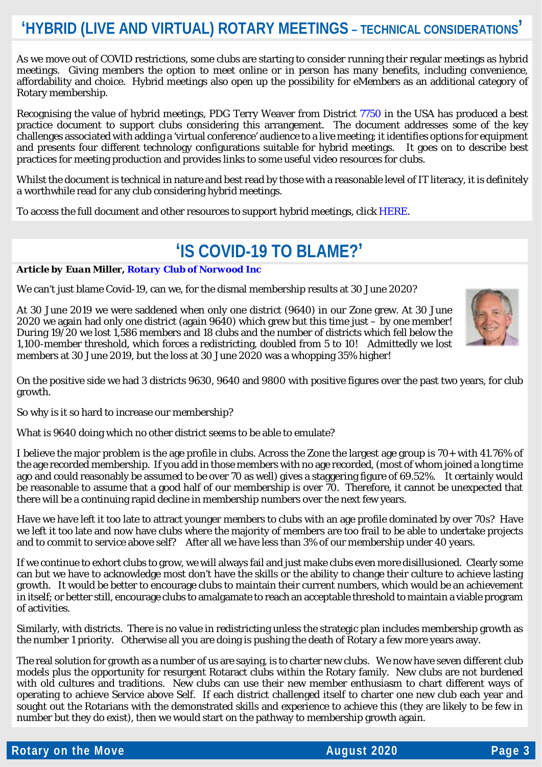## 'HYBRID (LIVE AND VIRTUAL) ROTARY MEETINGS – TECHNICAL CONSIDERATIONS'

As we move out of COVID restrictions, some clubs are starting to consider running their regular meetings as hybrid meetings. Giving members the option to meet online or in person has many benefits, including convenience, affordability and choice. Hybrid meetings also open up the possibility for eMembers as an additional category of Rotary membership.

Recognising the value of hybrid meetings, PDG Terry Weaver from District 7750 in the USA has produced a best practice document to support clubs considering this arrangement. The document addresses some of the key challenges associated with adding a 'virtual conference' audience to a live meeting; it identifies options for equipment and presents four different technology configurations suitable for hybrid meetings. It goes on to describe best practices for meeting production and provides links to some useful video resources for clubs.

Whilst the document is technical in nature and best read by those with a reasonable level of IT literacy, it is definitely a worthwhile read for any club considering hybrid meetings.

To access the full document and other resources to support hybrid meetings, click HERE.

## 'IS COVID-19 TO BLAME?'

***Article by Euan Miller, Rotary Club of Norwood Inc***

We can't just blame Covid-19, can we, for the dismal membership results at 30 June 2020?

At 30 June 2019 we were saddened when only one district (9640) in our Zone grew. At 30 June 2020 we again had only one district (again 9640) which grew but this time just – by one member! During 19/20 we lost 1,586 members and 18 clubs and the number of districts which fell below the 1,100-member threshold, which forces a redistricting, doubled from 5 to 10! Admittedly we lost members at 30 June 2019, but the loss at 30 June 2020 was a whopping 35% higher!

On the positive side we had 3 districts 9630, 9640 and 9800 with positive figures over the past two years, for club growth.

So why is it so hard to increase our membership?

What is 9640 doing which no other district seems to be able to emulate?

I believe the major problem is the age profile in clubs. Across the Zone the largest age group is 70+ with 41.76% of the age recorded membership. If you add in those members with no age recorded, (most of whom joined a long time ago and could reasonably be assumed to be over 70 as well) gives a staggering figure of 69.52%. It certainly would be reasonable to assume that a good half of our membership is over 70. Therefore, it cannot be unexpected that there will be a continuing rapid decline in membership numbers over the next few years.

Have we have left it too late to attract younger members to clubs with an age profile dominated by over 70s? Have we left it too late and now have clubs where the majority of members are too frail to be able to undertake projects and to commit to service above self? After all we have less than 3% of our membership under 40 years.

If we continue to exhort clubs to grow, we will always fail and just make clubs even more disillusioned. Clearly some can but we have to acknowledge most don't have the skills or the ability to change their culture to achieve lasting growth. It would be better to encourage clubs to maintain their current numbers, which would be an achievement in itself; or better still, encourage clubs to amalgamate to reach an acceptable threshold to maintain a viable program of activities.

Similarly, with districts. There is no value in redistricting unless the strategic plan includes membership growth as the number 1 priority. Otherwise all you are doing is pushing the death of Rotary a few more years away.

The real solution for growth as a number of us are saying, is to charter new clubs. We now have seven different club models plus the opportunity for resurgent Rotaract clubs within the Rotary family. New clubs are not burdened with old cultures and traditions. New clubs can use their new member enthusiasm to chart different ways of operating to achieve Service above Self. If each district challenged itself to charter one new club each year and sought out the Rotarians with the demonstrated skills and experience to achieve this (they are likely to be few in number but they do exist), then we would start on the pathway to membership growth again.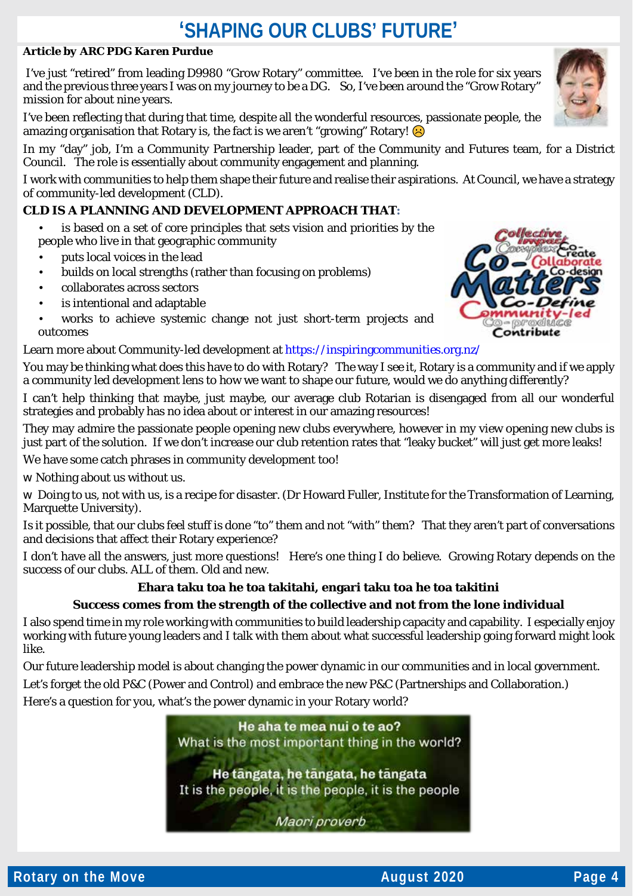# 'SHAPING OUR CLUBS' FUTURE'

***Article by ARC PDG Karen Purdue***

I've just "retired" from leading D9980 "Grow Rotary" committee. I've been in the role for six years and the previous three years I was on my journey to be a DG. So, I've been around the "Grow Rotary" mission for about nine years.

I've been reflecting that during that time, despite all the wonderful resources, passionate people, the amazing organisation that Rotary is, the fact is we aren't "growing" Rotary! ☹

In my "day" job, I'm a Community Partnership leader, part of the Community and Futures team, for a District Council. The role is essentially about community engagement and planning.

I work with communities to help them shape their future and realise their aspirations. At Council, we have a strategy of community-led development (CLD).

**CLD IS A PLANNING AND DEVELOPMENT APPROACH THAT:**

- is based on a set of core principles that sets vision and priorities by the people who live in that geographic community
- puts local voices in the lead
- builds on local strengths (rather than focusing on problems)
- collaborates across sectors
- is intentional and adaptable
- works to achieve systemic change not just short-term projects and outcomes

Learn more about Community-led development at https://inspiringcommunities.org.nz/

You may be thinking what does this have to do with Rotary? The way I see it, Rotary is a community and if we apply a community led development lens to how we want to shape our future, would we do anything differently?

I can't help thinking that maybe, just maybe, our average club Rotarian is disengaged from all our wonderful strategies and probably has no idea about or interest in our amazing resources!

They may admire the passionate people opening new clubs everywhere, however in my view opening new clubs is just part of the solution. If we don't increase our club retention rates that "leaky bucket" will just get more leaks!

We have some catch phrases in community development too!

- Nothing about us without us.
- Doing to us, not with us, is a recipe for disaster. (Dr Howard Fuller, Institute for the Transformation of Learning, Marquette University).

Is it possible, that our clubs feel stuff is done "to" them and not "with" them? That they aren't part of conversations and decisions that affect their Rotary experience?

I don't have all the answers, just more questions! Here's one thing I do believe. Growing Rotary depends on the success of our clubs. ALL of them. Old and new.

**Ehara taku toa he toa takitahi, engari taku toa he toa takitini**

**Success comes from the strength of the collective and not from the lone individual**

I also spend time in my role working with communities to build leadership capacity and capability. I especially enjoy working with future young leaders and I talk with them about what successful leadership going forward might look like.

Our future leadership model is about changing the power dynamic in our communities and in local government.

Let's forget the old P&C (Power and Control) and embrace the new P&C (Partnerships and Collaboration.)

Here's a question for you, what's the power dynamic in your Rotary world?

**He aha te mea nui o te ao?**
What is the most important thing in the world?

**He tāngata, he tāngata, he tāngata**
It is the people, it is the people, it is the people

*Maori proverb*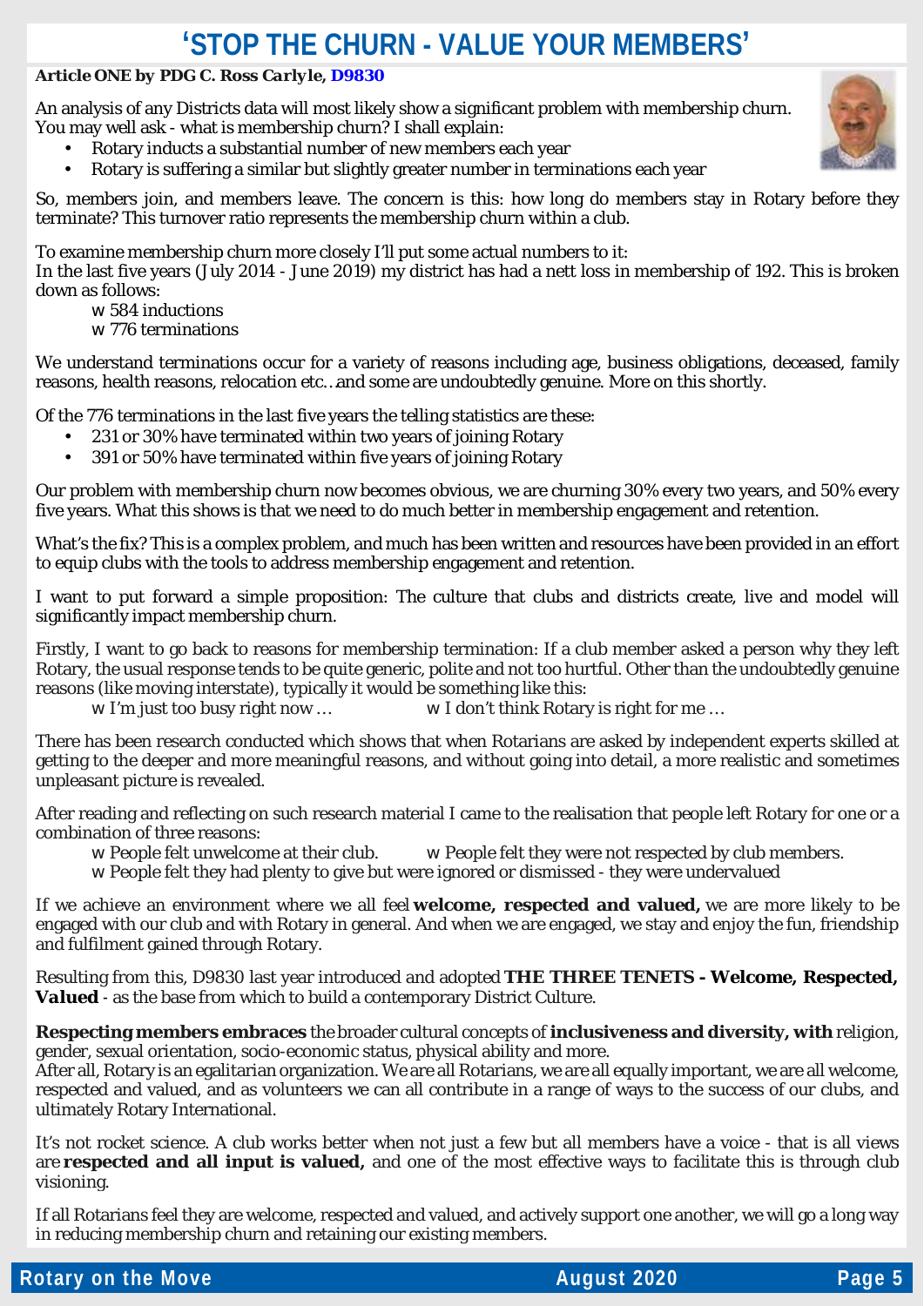# 'STOP THE CHURN - VALUE YOUR MEMBERS'

***Article ONE by PDG C. Ross Carlyle, D9830***

An analysis of any Districts data will most likely show a significant problem with membership churn. You may well ask - what is membership churn? I shall explain:

- Rotary inducts a substantial number of new members each year
- Rotary is suffering a similar but slightly greater number in terminations each year

So, members join, and members leave. The concern is this: how long do members stay in Rotary before they terminate? This turnover ratio represents the membership churn within a club.

To examine membership churn more closely I'll put some actual numbers to it:
In the last five years (July 2014 - June 2019) my district has had a nett loss in membership of 192. This is broken down as follows:

- 584 inductions
- 776 terminations

We understand terminations occur for a variety of reasons including age, business obligations, deceased, family reasons, health reasons, relocation etc…and some are undoubtedly genuine. More on this shortly.

Of the 776 terminations in the last five years the telling statistics are these:

- 231 or 30% have terminated within two years of joining Rotary
- 391 or 50% have terminated within five years of joining Rotary

Our problem with membership churn now becomes obvious, we are churning 30% every two years, and 50% every five years. What this shows is that we need to do much better in membership engagement and retention.

What's the fix? This is a complex problem, and much has been written and resources have been provided in an effort to equip clubs with the tools to address membership engagement and retention.

I want to put forward a simple proposition: The culture that clubs and districts create, live and model will significantly impact membership churn.

Firstly, I want to go back to reasons for membership termination: If a club member asked a person why they left Rotary, the usual response tends to be quite generic, polite and not too hurtful. Other than the undoubtedly genuine reasons (like moving interstate), typically it would be something like this:

- I'm just too busy right now …
- I don't think Rotary is right for me …

There has been research conducted which shows that when Rotarians are asked by independent experts skilled at getting to the deeper and more meaningful reasons, and without going into detail, a more realistic and sometimes unpleasant picture is revealed.

After reading and reflecting on such research material I came to the realisation that people left Rotary for one or a combination of three reasons:

- People felt unwelcome at their club.
- People felt they were not respected by club members.
- People felt they had plenty to give but were ignored or dismissed - they were undervalued

If we achieve an environment where we all feel **welcome, respected and valued,** we are more likely to be engaged with our club and with Rotary in general. And when we are engaged, we stay and enjoy the fun, friendship and fulfilment gained through Rotary.

Resulting from this, D9830 last year introduced and adopted ***THE THREE TENETS - Welcome, Respected, Valued*** - as the base from which to build a contemporary District Culture.

**Respecting members embraces** the broader cultural concepts of **inclusiveness and diversity, with** religion, gender, sexual orientation, socio-economic status, physical ability and more.
After all, Rotary is an egalitarian organization. We are all Rotarians, we are all equally important, we are all welcome, respected and valued, and as volunteers we can all contribute in a range of ways to the success of our clubs, and ultimately Rotary International.

It's not rocket science. A club works better when not just a few but all members have a voice - that is all views are **respected and all input is valued,** and one of the most effective ways to facilitate this is through club visioning.

If all Rotarians feel they are welcome, respected and valued, and actively support one another, we will go a long way in reducing membership churn and retaining our existing members.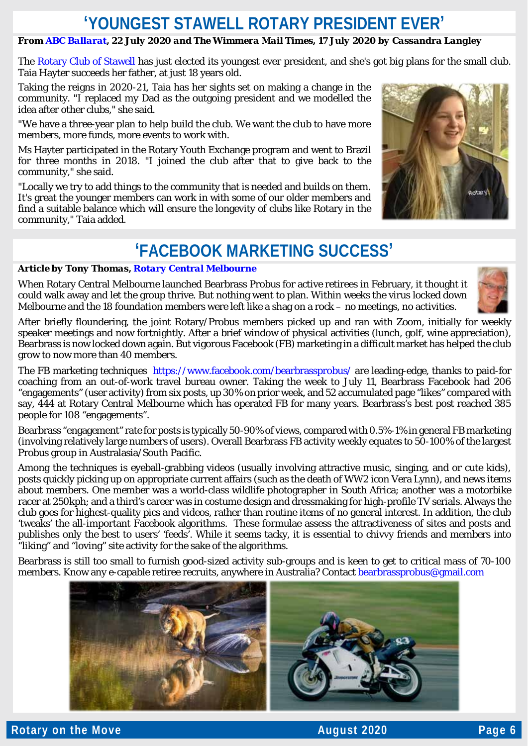# 'YOUNGEST STAWELL ROTARY PRESIDENT EVER'

***From ABC Ballarat, 22 July 2020 and The Wimmera Mail Times, 17 July 2020 by Cassandra Langley***

The Rotary Club of Stawell has just elected its youngest ever president, and she's got big plans for the small club. Taia Hayter succeeds her father, at just 18 years old.

Taking the reigns in 2020-21, Taia has her sights set on making a change in the community. "I replaced my Dad as the outgoing president and we modelled the idea after other clubs," she said.

"We have a three-year plan to help build the club. We want the club to have more members, more funds, more events to work with.

Ms Hayter participated in the Rotary Youth Exchange program and went to Brazil for three months in 2018. "I joined the club after that to give back to the community," she said.

"Locally we try to add things to the community that is needed and builds on them. It's great the younger members can work in with some of our older members and find a suitable balance which will ensure the longevity of clubs like Rotary in the community," Taia added.

# 'FACEBOOK MARKETING SUCCESS'

***Article by Tony Thomas, Rotary Central Melbourne***

When Rotary Central Melbourne launched Bearbrass Probus for active retirees in February, it thought it could walk away and let the group thrive. But nothing went to plan. Within weeks the virus locked down Melbourne and the 18 foundation members were left like a shag on a rock – no meetings, no activities.

After briefly floundering, the joint Rotary/Probus members picked up and ran with Zoom, initially for weekly speaker meetings and now fortnightly. After a brief window of physical activities (lunch, golf, wine appreciation), Bearbrass is now locked down again. But vigorous Facebook (FB) marketing in a difficult market has helped the club grow to now more than 40 members.

The FB marketing techniques https://www.facebook.com/bearbrassprobus/ are leading-edge, thanks to paid-for coaching from an out-of-work travel bureau owner. Taking the week to July 11, Bearbrass Facebook had 206 "engagements" (user activity) from six posts, up 30% on prior week, and 52 accumulated page "likes" compared with say, 444 at Rotary Central Melbourne which has operated FB for many years. Bearbrass's best post reached 385 people for 108 "engagements".

Bearbrass "engagement" rate for posts is typically 50-90% of views, compared with 0.5%-1% in general FB marketing (involving relatively large numbers of users). Overall Bearbrass FB activity weekly equates to 50-100% of the largest Probus group in Australasia/South Pacific.

Among the techniques is eyeball-grabbing videos (usually involving attractive music, singing, and or cute kids), posts quickly picking up on appropriate current affairs (such as the death of WW2 icon Vera Lynn), and news items about members. One member was a world-class wildlife photographer in South Africa; another was a motorbike racer at 250kph; and a third's career was in costume design and dressmaking for high-profile TV serials. Always the club goes for highest-quality pics and videos, rather than routine items of no general interest. In addition, the club 'tweaks' the all-important Facebook algorithms. These formulae assess the attractiveness of sites and posts and publishes only the best to users' 'feeds'. While it seems tacky, it is essential to chivvy friends and members into "liking" and "loving" site activity for the sake of the algorithms.

Bearbrass is still too small to furnish good-sized activity sub-groups and is keen to get to critical mass of 70-100 members. Know any e-capable retiree recruits, anywhere in Australia? Contact bearbrassprobus@gmail.com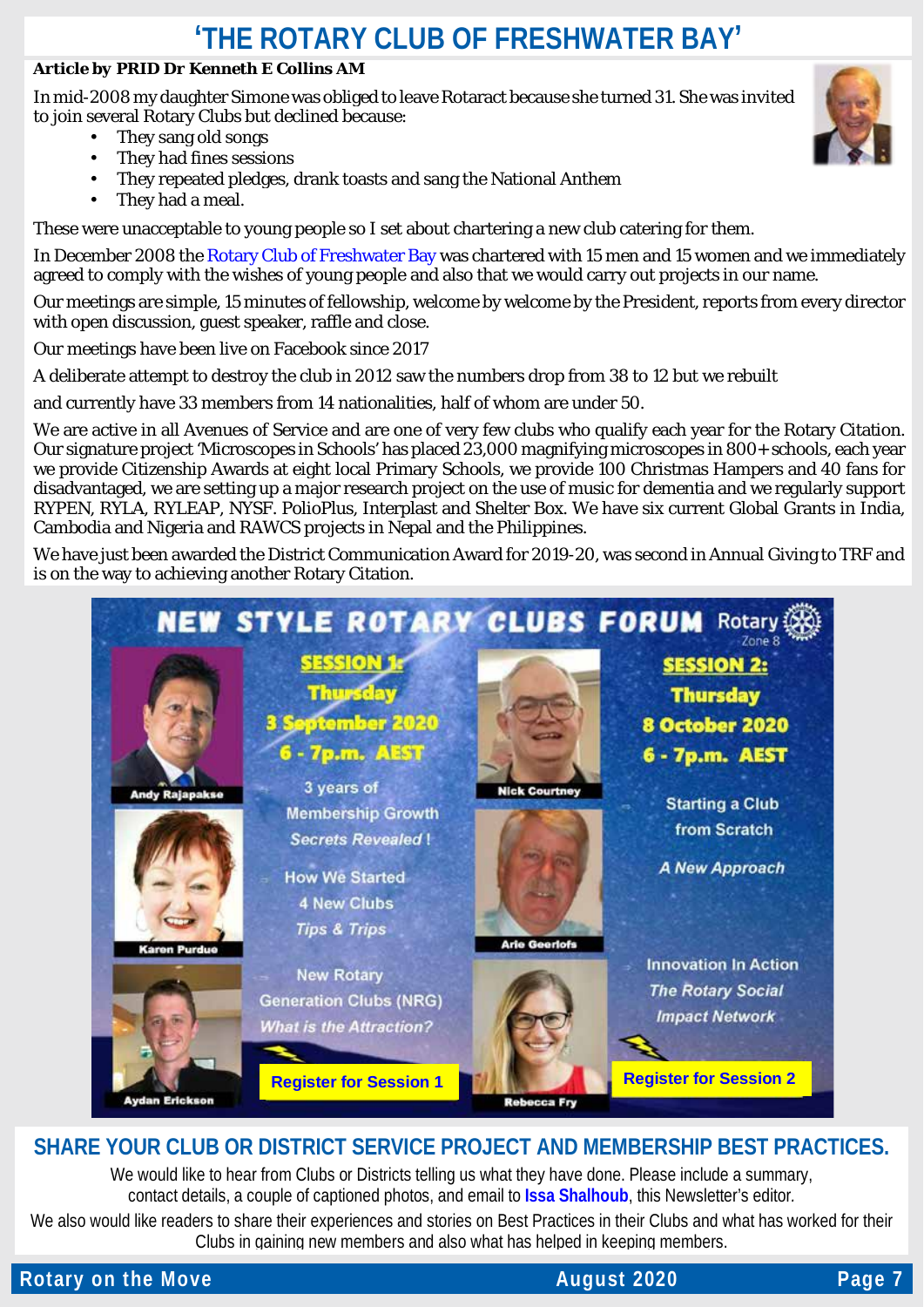# 'THE ROTARY CLUB OF FRESHWATER BAY'

**Article by PRID Dr Kenneth E Collins AM**

In mid-2008 my daughter Simone was obliged to leave Rotaract because she turned 31. She was invited to join several Rotary Clubs but declined because:

- They sang old songs
- They had fines sessions
- They repeated pledges, drank toasts and sang the National Anthem
- They had a meal.

These were unacceptable to young people so I set about chartering a new club catering for them.

In December 2008 the Rotary Club of Freshwater Bay was chartered with 15 men and 15 women and we immediately agreed to comply with the wishes of young people and also that we would carry out projects in our name.

Our meetings are simple, 15 minutes of fellowship, welcome by welcome by the President, reports from every director with open discussion, guest speaker, raffle and close.

Our meetings have been live on Facebook since 2017

A deliberate attempt to destroy the club in 2012 saw the numbers drop from 38 to 12 but we rebuilt

and currently have 33 members from 14 nationalities, half of whom are under 50.

We are active in all Avenues of Service and are one of very few clubs who qualify each year for the Rotary Citation. Our signature project 'Microscopes in Schools' has placed 23,000 magnifying microscopes in 800+ schools, each year we provide Citizenship Awards at eight local Primary Schools, we provide 100 Christmas Hampers and 40 fans for disadvantaged, we are setting up a major research project on the use of music for dementia and we regularly support RYPEN, RYLA, RYLEAP, NYSF. PolioPlus, Interplast and Shelter Box. We have six current Global Grants in India, Cambodia and Nigeria and RAWCS projects in Nepal and the Philippines.

We have just been awarded the District Communication Award for 2019-20, was second in Annual Giving to TRF and is on the way to achieving another Rotary Citation.

## NEW STYLE ROTARY CLUBS FORUM

Rotary Zone 8

**SESSION 1:** Thursday 3 September 2020, 6 - 7p.m. AEST

Andy Rajapakse, Karen Purdue, Aydan Erickson

3 years of Membership Growth — *Secrets Revealed!*

How We Started 4 New Clubs — *Tips & Trips*

New Rotary Generation Clubs (NRG) — *What is the Attraction?*

**Register for Session 1**

**SESSION 2:** Thursday 8 October 2020, 6 - 7p.m. AEST

Nick Courtney, Arie Geerlofs, Rebecca Fry

Starting a Club from Scratch — *A New Approach*

Innovation In Action — *The Rotary Social Impact Network*

**Register for Session 2**

## SHARE YOUR CLUB OR DISTRICT SERVICE PROJECT AND MEMBERSHIP BEST PRACTICES.

We would like to hear from Clubs or Districts telling us what they have done. Please include a summary, contact details, a couple of captioned photos, and email to **Issa Shalhoub**, this Newsletter's editor.

We also would like readers to share their experiences and stories on Best Practices in their Clubs and what has worked for their Clubs in gaining new members and also what has helped in keeping members.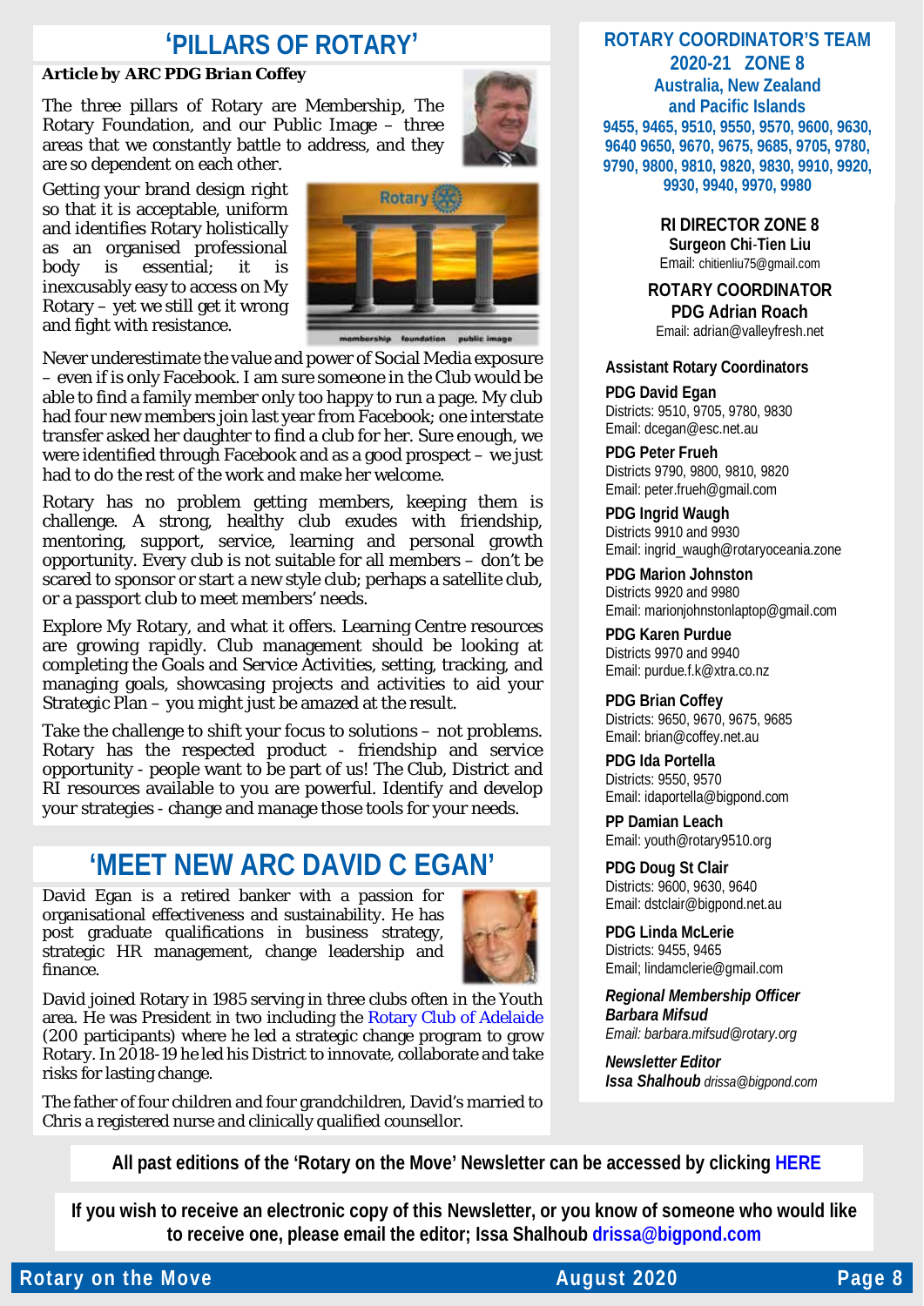# 'PILLARS OF ROTARY'

***Article by ARC PDG Brian Coffey***

The three pillars of Rotary are Membership, The Rotary Foundation, and our Public Image – three areas that we constantly battle to address, and they are so dependent on each other.

Getting your brand design right so that it is acceptable, uniform and identifies Rotary holistically as an organised professional body is essential; it is inexcusably easy to access on My Rotary – yet we still get it wrong and fight with resistance.

Never underestimate the value and power of Social Media exposure – even if is only Facebook. I am sure someone in the Club would be able to find a family member only too happy to run a page. My club had four new members join last year from Facebook; one interstate transfer asked her daughter to find a club for her. Sure enough, we were identified through Facebook and as a good prospect – we just had to do the rest of the work and make her welcome.

Rotary has no problem getting members, keeping them is challenge. A strong, healthy club exudes with friendship, mentoring, support, service, learning and personal growth opportunity. Every club is not suitable for all members – don't be scared to sponsor or start a new style club; perhaps a satellite club, or a passport club to meet members' needs.

Explore My Rotary, and what it offers. Learning Centre resources are growing rapidly. Club management should be looking at completing the Goals and Service Activities, setting, tracking, and managing goals, showcasing projects and activities to aid your Strategic Plan – you might just be amazed at the result.

Take the challenge to shift your focus to solutions – not problems. Rotary has the respected product - friendship and service opportunity - people want to be part of us! The Club, District and RI resources available to you are powerful. Identify and develop your strategies - change and manage those tools for your needs.

# 'MEET NEW ARC DAVID C EGAN'

David Egan is a retired banker with a passion for organisational effectiveness and sustainability. He has post graduate qualifications in business strategy, strategic HR management, change leadership and finance.

David joined Rotary in 1985 serving in three clubs often in the Youth area. He was President in two including the Rotary Club of Adelaide (200 participants) where he led a strategic change program to grow Rotary. In 2018-19 he led his District to innovate, collaborate and take risks for lasting change.

The father of four children and four grandchildren, David's married to Chris a registered nurse and clinically qualified counsellor.

## ROTARY COORDINATOR'S TEAM 2020-21 ZONE 8
### Australia, New Zealand and Pacific Islands

**9455, 9465, 9510, 9550, 9570, 9600, 9630, 9640 9650, 9670, 9675, 9685, 9705, 9780, 9790, 9800, 9810, 9820, 9830, 9910, 9920, 9930, 9940, 9970, 9980**

**RI DIRECTOR ZONE 8**
**Surgeon Chi-Tien Liu**
Email: chitienliu75@gmail.com

**ROTARY COORDINATOR**
**PDG Adrian Roach**
Email: adrian@valleyfresh.net

**Assistant Rotary Coordinators**

**PDG David Egan**
Districts: 9510, 9705, 9780, 9830
Email: dcegan@esc.net.au

**PDG Peter Frueh**
Districts 9790, 9800, 9810, 9820
Email: peter.frueh@gmail.com

**PDG Ingrid Waugh**
Districts 9910 and 9930
Email: ingrid_waugh@rotaryoceania.zone

**PDG Marion Johnston**
Districts 9920 and 9980
Email: marionjohnstonlaptop@gmail.com

**PDG Karen Purdue**
Districts 9970 and 9940
Email: purdue.f.k@xtra.co.nz

**PDG Brian Coffey**
Districts: 9650, 9670, 9675, 9685
Email: brian@coffey.net.au

**PDG Ida Portella**
Districts: 9550, 9570
Email: idaportella@bigpond.com

**PP Damian Leach**
Email: youth@rotary9510.org

**PDG Doug St Clair**
Districts: 9600, 9630, 9640
Email: dstclair@bigpond.net.au

**PDG Linda McLerie**
Districts: 9455, 9465
Email; lindamclerie@gmail.com

***Regional Membership Officer***
***Barbara Mifsud***
*Email: barbara.mifsud@rotary.org*

***Newsletter Editor***
***Issa Shalhoub*** *drissa@bigpond.com*

**All past editions of the 'Rotary on the Move' Newsletter can be accessed by clicking HERE**

**If you wish to receive an electronic copy of this Newsletter, or you know of someone who would like to receive one, please email the editor; Issa Shalhoub drissa@bigpond.com**